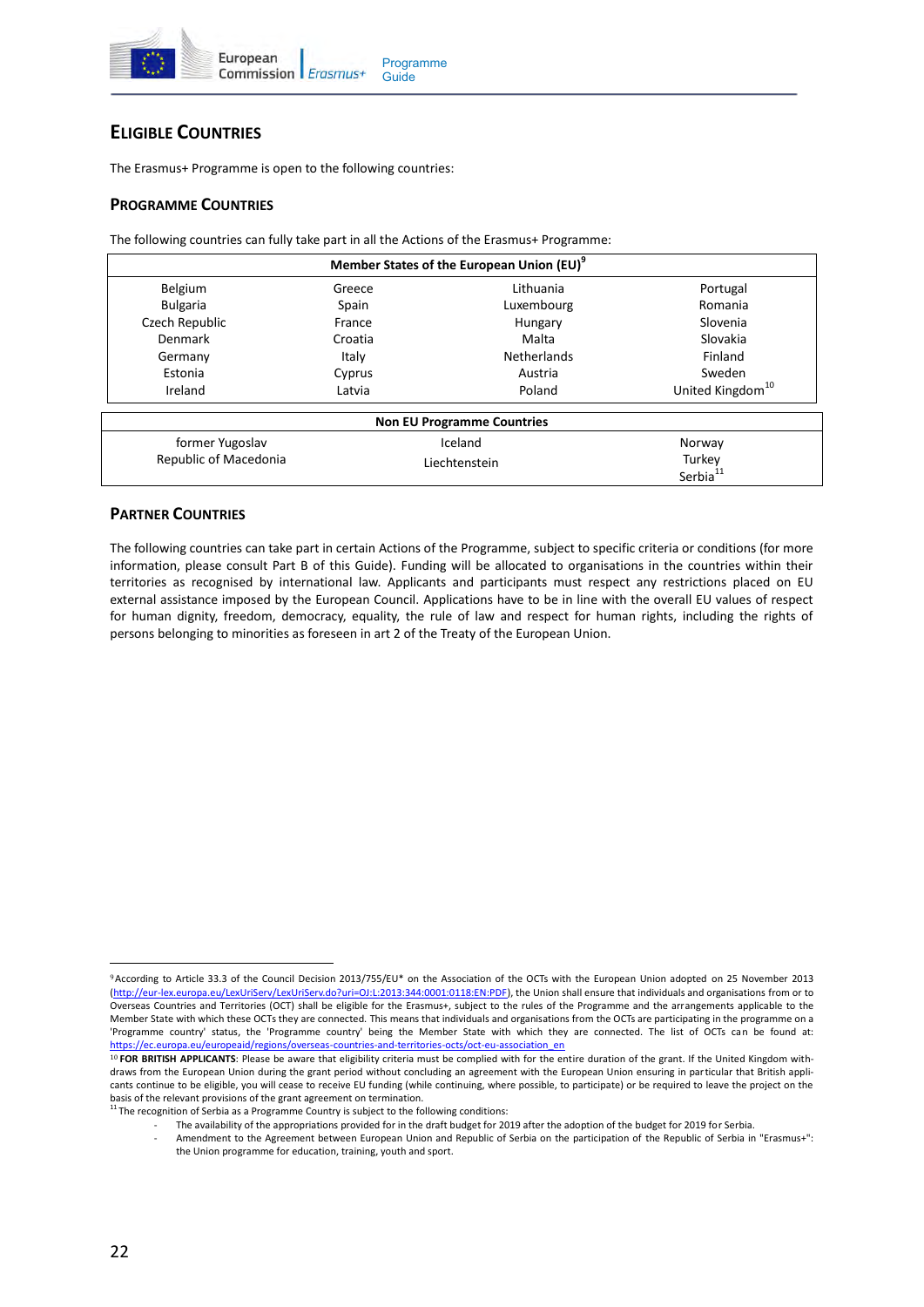## ELIGIBLE COUNTRIES

The Erasmus+ Programme is open to the following countries:

### PROGRAMME COUNTRIES

The following countries can fully take part in all the Actions of the Erasmus+ Programme:

| Member States of the European Union (EU)[9] | | | |
|---|---|---|---|
| Belgium | Greece | Lithuania | Portugal |
| Bulgaria | Spain | Luxembourg | Romania |
| Czech Republic | France | Hungary | Slovenia |
| Denmark | Croatia | Malta | Slovakia |
| Germany | Italy | Netherlands | Finland |
| Estonia | Cyprus | Austria | Sweden |
| Ireland | Latvia | Poland | United Kingdom[10] |

| Non EU Programme Countries | | |
|---|---|---|
| former Yugoslav Republic of Macedonia | Iceland | Norway |
| | Liechtenstein | Turkey |
| | | Serbia[11] |

### PARTNER COUNTRIES

The following countries can take part in certain Actions of the Programme, subject to specific criteria or conditions (for more information, please consult Part B of this Guide). Funding will be allocated to organisations in the countries within their territories as recognised by international law. Applicants and participants must respect any restrictions placed on EU external assistance imposed by the European Council. Applications have to be in line with the overall EU values of respect for human dignity, freedom, democracy, equality, the rule of law and respect for human rights, including the rights of persons belonging to minorities as foreseen in art 2 of the Treaty of the European Union.

---

[9] According to Article 33.3 of the Council Decision 2013/755/EU* on the Association of the OCTs with the European Union adopted on 25 November 2013 (http://eur-lex.europa.eu/LexUriServ/LexUriServ.do?uri=OJ:L:2013:344:0001:0118:EN:PDF), the Union shall ensure that individuals and organisations from or to Overseas Countries and Territories (OCT) shall be eligible for the Erasmus+, subject to the rules of the Programme and the arrangements applicable to the Member State with which these OCTs they are connected. This means that individuals and organisations from the OCTs are participating in the programme on a 'Programme country' status, the 'Programme country' being the Member State with which they are connected. The list of OCTs can be found at: https://ec.europa.eu/europeaid/regions/overseas-countries-and-territories-octs/oct-eu-association_en

[10] **FOR BRITISH APPLICANTS**: Please be aware that eligibility criteria must be complied with for the entire duration of the grant. If the United Kingdom withdraws from the European Union during the grant period without concluding an agreement with the European Union ensuring in particular that British applicants continue to be eligible, you will cease to receive EU funding (while continuing, where possible, to participate) or be required to leave the project on the basis of the relevant provisions of the grant agreement on termination.

[11] The recognition of Serbia as a Programme Country is subject to the following conditions:

- The availability of the appropriations provided for in the draft budget for 2019 after the adoption of the budget for 2019 for Serbia.
- Amendment to the Agreement between European Union and Republic of Serbia on the participation of the Republic of Serbia in "Erasmus+": the Union programme for education, training, youth and sport.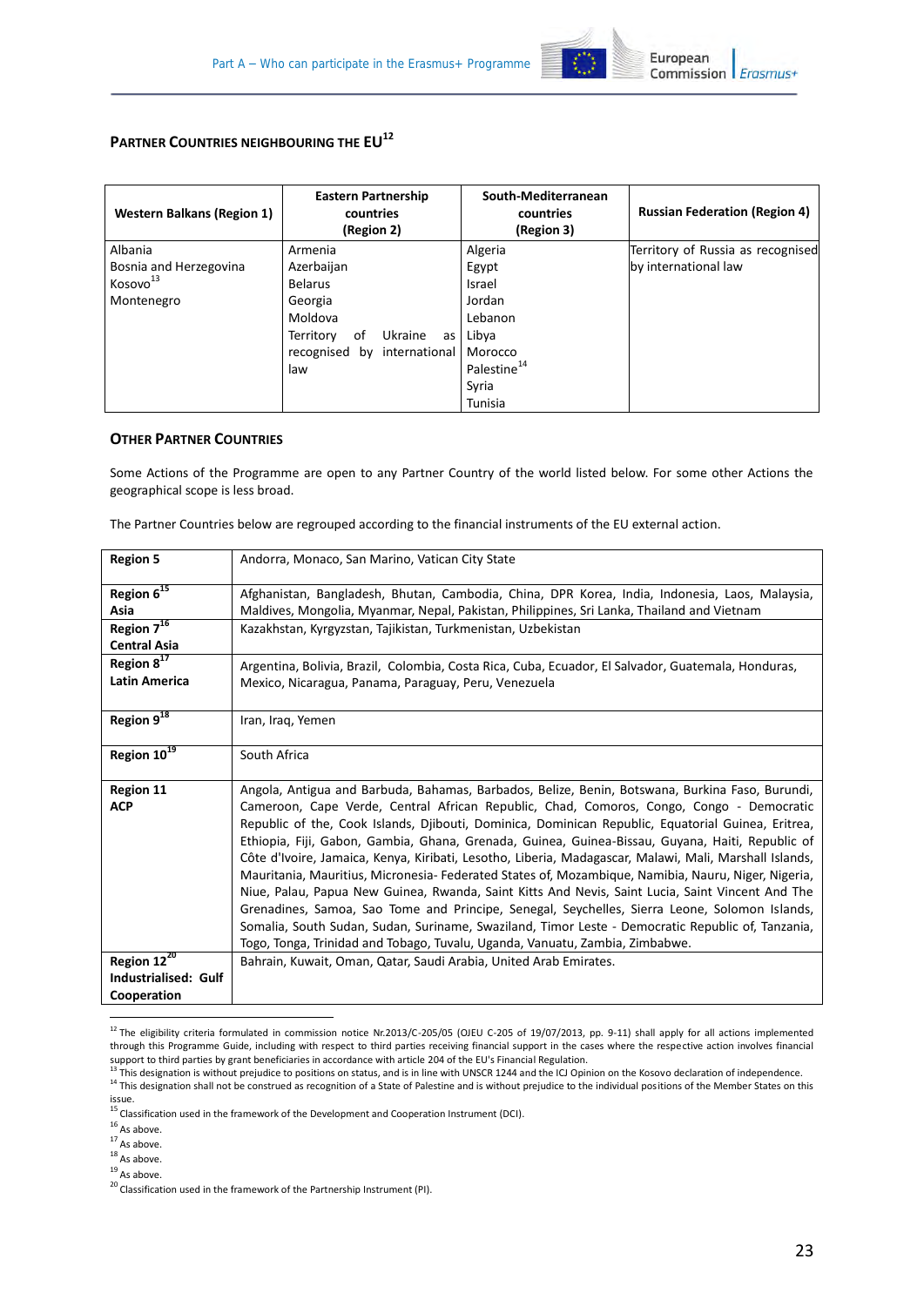### PARTNER COUNTRIES NEIGHBOURING THE EU[12]

| Western Balkans (Region 1) | Eastern Partnership countries (Region 2) | South-Mediterranean countries (Region 3) | Russian Federation (Region 4) |
|---|---|---|---|
| Albania<br>Bosnia and Herzegovina<br>Kosovo[13]<br>Montenegro | Armenia<br>Azerbaijan<br>Belarus<br>Georgia<br>Moldova<br>Territory of Ukraine as recognised by international law | Algeria<br>Egypt<br>Israel<br>Jordan<br>Lebanon<br>Libya<br>Morocco<br>Palestine[14]<br>Syria<br>Tunisia | Territory of Russia as recognised by international law |

### OTHER PARTNER COUNTRIES

Some Actions of the Programme are open to any Partner Country of the world listed below. For some other Actions the geographical scope is less broad.

The Partner Countries below are regrouped according to the financial instruments of the EU external action.

| | |
|---|---|
| **Region 5** | Andorra, Monaco, San Marino, Vatican City State |
| **Region 6[15] Asia** | Afghanistan, Bangladesh, Bhutan, Cambodia, China, DPR Korea, India, Indonesia, Laos, Malaysia, Maldives, Mongolia, Myanmar, Nepal, Pakistan, Philippines, Sri Lanka, Thailand and Vietnam |
| **Region 7[16] Central Asia** | Kazakhstan, Kyrgyzstan, Tajikistan, Turkmenistan, Uzbekistan |
| **Region 8[17] Latin America** | Argentina, Bolivia, Brazil, Colombia, Costa Rica, Cuba, Ecuador, El Salvador, Guatemala, Honduras, Mexico, Nicaragua, Panama, Paraguay, Peru, Venezuela |
| **Region 9[18]** | Iran, Iraq, Yemen |
| **Region 10[19]** | South Africa |
| **Region 11 ACP** | Angola, Antigua and Barbuda, Bahamas, Barbados, Belize, Benin, Botswana, Burkina Faso, Burundi, Cameroon, Cape Verde, Central African Republic, Chad, Comoros, Congo, Congo - Democratic Republic of the, Cook Islands, Djibouti, Dominica, Dominican Republic, Equatorial Guinea, Eritrea, Ethiopia, Fiji, Gabon, Gambia, Ghana, Grenada, Guinea, Guinea-Bissau, Guyana, Haiti, Republic of Côte d'Ivoire, Jamaica, Kenya, Kiribati, Lesotho, Liberia, Madagascar, Malawi, Mali, Marshall Islands, Mauritania, Mauritius, Micronesia- Federated States of, Mozambique, Namibia, Nauru, Niger, Nigeria, Niue, Palau, Papua New Guinea, Rwanda, Saint Kitts And Nevis, Saint Lucia, Saint Vincent And The Grenadines, Samoa, Sao Tome and Principe, Senegal, Seychelles, Sierra Leone, Solomon Islands, Somalia, South Sudan, Sudan, Suriname, Swaziland, Timor Leste - Democratic Republic of, Tanzania, Togo, Tonga, Trinidad and Tobago, Tuvalu, Uganda, Vanuatu, Zambia, Zimbabwe. |
| **Region 12[20] Industrialised: Gulf Cooperation** | Bahrain, Kuwait, Oman, Qatar, Saudi Arabia, United Arab Emirates. |

[12] The eligibility criteria formulated in commission notice Nr.2013/C-205/05 (OJEU C-205 of 19/07/2013, pp. 9-11) shall apply for all actions implemented through this Programme Guide, including with respect to third parties receiving financial support in the cases where the respective action involves financial support to third parties by grant beneficiaries in accordance with article 204 of the EU's Financial Regulation.

[13] This designation is without prejudice to positions on status, and is in line with UNSCR 1244 and the ICJ Opinion on the Kosovo declaration of independence.

[14] This designation shall not be construed as recognition of a State of Palestine and is without prejudice to the individual positions of the Member States on this issue.

[15] Classification used in the framework of the Development and Cooperation Instrument (DCI).

[16] As above.

[17] As above.

[18] As above.

[19] As above.

[20] Classification used in the framework of the Partnership Instrument (PI).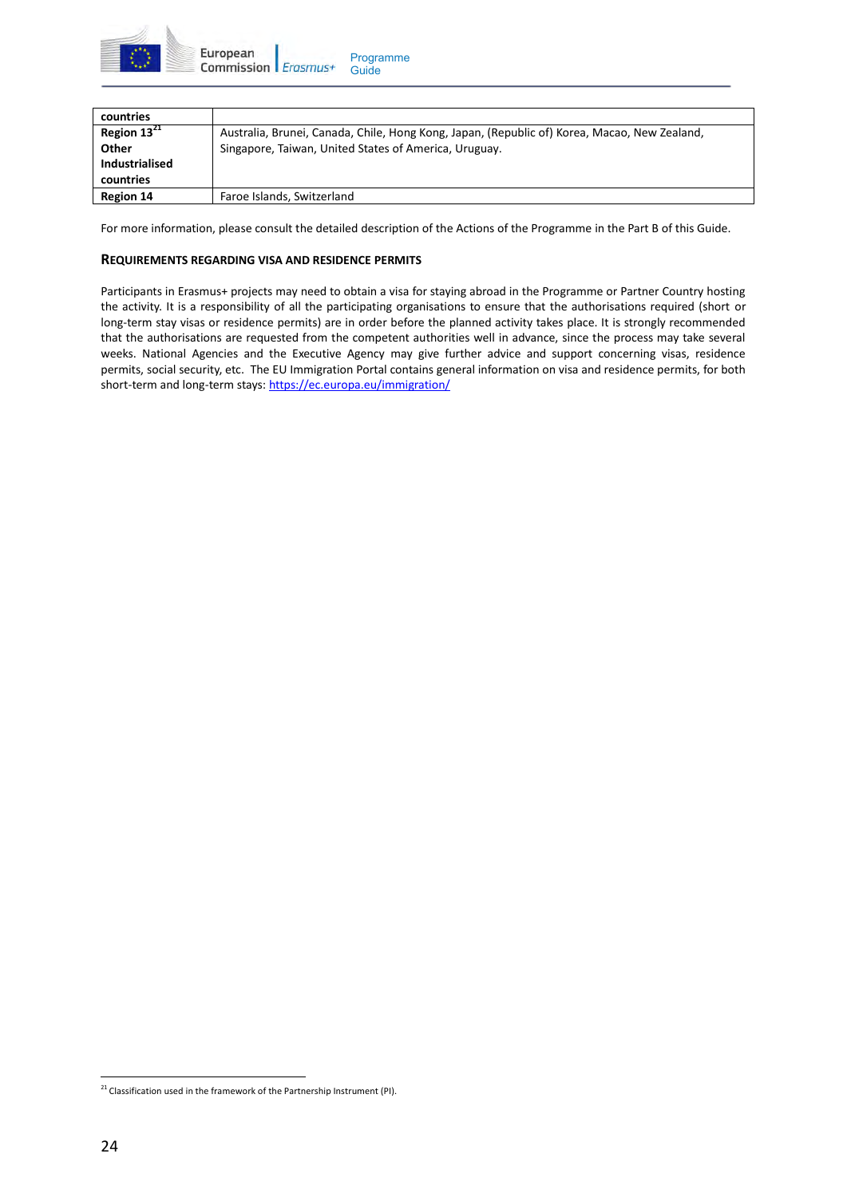| | |
|---|---|
| countries | |
| **Region 13**[21] **Other Industrialised countries** | Australia, Brunei, Canada, Chile, Hong Kong, Japan, (Republic of) Korea, Macao, New Zealand, Singapore, Taiwan, United States of America, Uruguay. |
| **Region 14** | Faroe Islands, Switzerland |

For more information, please consult the detailed description of the Actions of the Programme in the Part B of this Guide.

### REQUIREMENTS REGARDING VISA AND RESIDENCE PERMITS

Participants in Erasmus+ projects may need to obtain a visa for staying abroad in the Programme or Partner Country hosting the activity. It is a responsibility of all the participating organisations to ensure that the authorisations required (short or long-term stay visas or residence permits) are in order before the planned activity takes place. It is strongly recommended that the authorisations are requested from the competent authorities well in advance, since the process may take several weeks. National Agencies and the Executive Agency may give further advice and support concerning visas, residence permits, social security, etc. The EU Immigration Portal contains general information on visa and residence permits, for both short-term and long-term stays: https://ec.europa.eu/immigration/

[21] Classification used in the framework of the Partnership Instrument (PI).